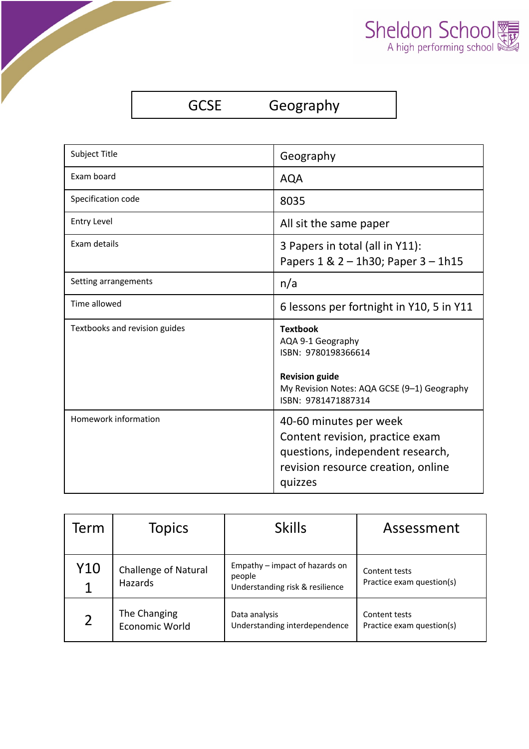Sheldon School
A high performing school

# GCSE Geography

| Subject Title | Geography |
|---|---|
| Exam board | AQA |
| Specification code | 8035 |
| Entry Level | All sit the same paper |
| Exam details | 3 Papers in total (all in Y11): Papers 1 & 2 – 1h30; Paper 3 – 1h15 |
| Setting arrangements | n/a |
| Time allowed | 6 lessons per fortnight in Y10, 5 in Y11 |
| Textbooks and revision guides | **Textbook** AQA 9-1 Geography ISBN: 9780198366614 **Revision guide** My Revision Notes: AQA GCSE (9–1) Geography ISBN: 9781471887314 |
| Homework information | 40-60 minutes per week Content revision, practice exam questions, independent research, revision resource creation, online quizzes |

| Term | Topics | Skills | Assessment |
|---|---|---|---|
| Y10 1 | Challenge of Natural Hazards | Empathy – impact of hazards on people Understanding risk & resilience | Content tests Practice exam question(s) |
| 2 | The Changing Economic World | Data analysis Understanding interdependence | Content tests Practice exam question(s) |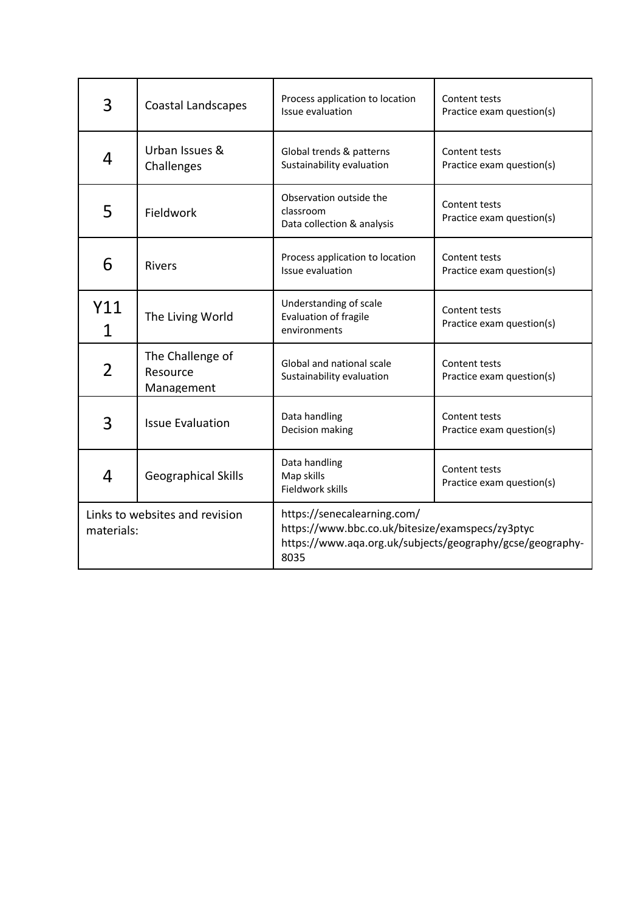| | | | |
|---|---|---|---|
| 3 | Coastal Landscapes | Process application to location<br>Issue evaluation | Content tests<br>Practice exam question(s) |
| 4 | Urban Issues & Challenges | Global trends & patterns<br>Sustainability evaluation | Content tests<br>Practice exam question(s) |
| 5 | Fieldwork | Observation outside the classroom<br>Data collection & analysis | Content tests<br>Practice exam question(s) |
| 6 | Rivers | Process application to location<br>Issue evaluation | Content tests<br>Practice exam question(s) |
| Y11 1 | The Living World | Understanding of scale<br>Evaluation of fragile environments | Content tests<br>Practice exam question(s) |
| 2 | The Challenge of Resource Management | Global and national scale<br>Sustainability evaluation | Content tests<br>Practice exam question(s) |
| 3 | Issue Evaluation | Data handling<br>Decision making | Content tests<br>Practice exam question(s) |
| 4 | Geographical Skills | Data handling<br>Map skills<br>Fieldwork skills | Content tests<br>Practice exam question(s) |
| Links to websites and revision materials: | | https://senecalearning.com/<br>https://www.bbc.co.uk/bitesize/examspecs/zy3ptyc<br>https://www.aqa.org.uk/subjects/geography/gcse/geography-8035 | |